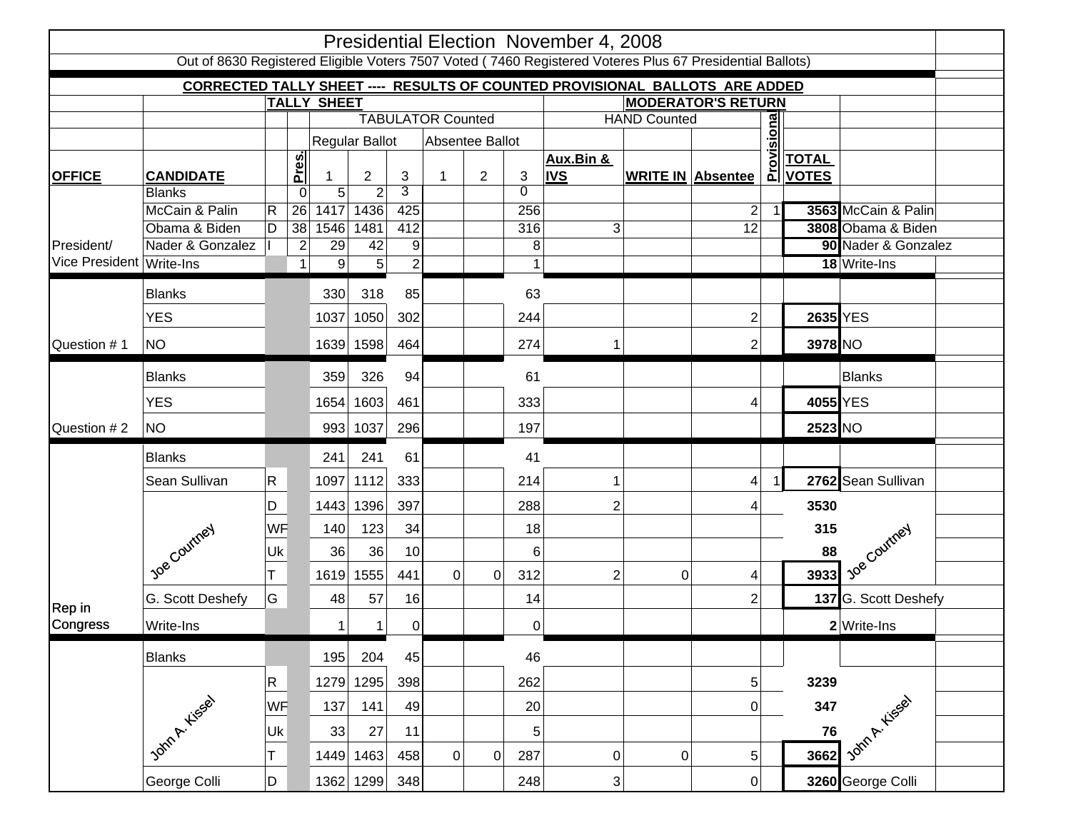# Presidential Election November 4, 2008

Out of 8630 Registered Eligible Voters 7507 Voted ( 7460 Registered Voteres Plus 67 Presidential Ballots)

**CORRECTED TALLY SHEET ---- RESULTS OF COUNTED PROVISIONAL BALLOTS ARE ADDED**

| | | | TALLY SHEET | | | | | | | MODERATOR'S RETURN | | | | | |
|---|---|---|---|---|---|---|---|---|---|---|---|---|---|---|---|
| | | | | TABULATOR Counted | | | | | | HAND Counted | | | | | |
| | | | | Regular Ballot | | | Absentee Ballot | | | | | | Provisional | | |
| **OFFICE** | **CANDIDATE** | | **Pres.** | 1 | 2 | 3 | 1 | 2 | 3 | **Aux.Bin & IVS** | **WRITE IN** | **Absentee** | | **TOTAL VOTES** | |
| President/ Vice President | Blanks | | 0 | 5 | 2 | 3 | | | 0 | | | | | | |
| | McCain & Palin | R | 26 | 1417 | 1436 | 425 | | | 256 | | | 2 | 1 | **3563** | McCain & Palin |
| | Obama & Biden | D | 38 | 1546 | 1481 | 412 | | | 316 | 3 | | 12 | | **3808** | Obama & Biden |
| | Nader & Gonzalez | I | 2 | 29 | 42 | 9 | | | 8 | | | | | **90** | Nader & Gonzalez |
| | Write-Ins | | 1 | 9 | 5 | 2 | | | 1 | | | | | **18** | Write-Ins |
| Question # 1 | Blanks | | | 330 | 318 | 85 | | | 63 | | | | | | |
| | YES | | | 1037 | 1050 | 302 | | | 244 | | | 2 | | **2635** | YES |
| | NO | | | 1639 | 1598 | 464 | | | 274 | 1 | | 2 | | **3978** | NO |
| Question # 2 | Blanks | | | 359 | 326 | 94 | | | 61 | | | | | | Blanks |
| | YES | | | 1654 | 1603 | 461 | | | 333 | | | 4 | | **4055** | YES |
| | NO | | | 993 | 1037 | 296 | | | 197 | | | | | **2523** | NO |
| Rep in Congress | Blanks | | | 241 | 241 | 61 | | | 41 | | | | | | |
| | Sean Sullivan | R | | 1097 | 1112 | 333 | | | 214 | 1 | | 4 | 1 | **2762** | Sean Sullivan |
| | Joe Courtney | D | | 1443 | 1396 | 397 | | | 288 | 2 | | 4 | | **3530** | Joe Courtney |
| | | WF | | 140 | 123 | 34 | | | 18 | | | | | **315** | |
| | | Uk | | 36 | 36 | 10 | | | 6 | | | | | **88** | |
| | | T | | 1619 | 1555 | 441 | 0 | 0 | 312 | 2 | 0 | 4 | | **3933** | |
| | G. Scott Deshefy | G | | 48 | 57 | 16 | | | 14 | | | 2 | | **137** | G. Scott Deshefy |
| | Write-Ins | | | 1 | 1 | 0 | | | 0 | | | | | **2** | Write-Ins |
| | Blanks | | | 195 | 204 | 45 | | | 46 | | | | | | |
| | John A. Kissel | R | | 1279 | 1295 | 398 | | | 262 | | | 5 | | **3239** | John A. Kissel |
| | | WF | | 137 | 141 | 49 | | | 20 | | | 0 | | **347** | |
| | | Uk | | 33 | 27 | 11 | | | 5 | | | | | **76** | |
| | | T | | 1449 | 1463 | 458 | 0 | 0 | 287 | 0 | 0 | 5 | | **3662** | |
| | George Colli | D | | 1362 | 1299 | 348 | | | 248 | 3 | | 0 | | **3260** | George Colli |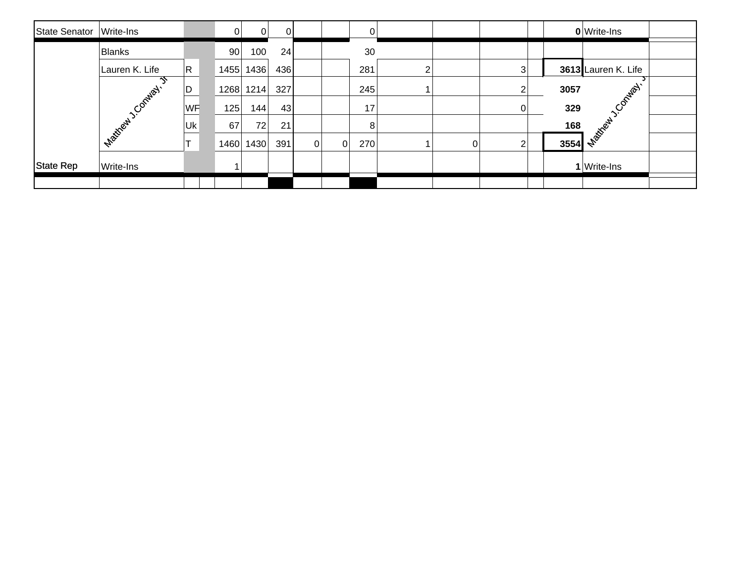| | | | | | | | | | | | | | | | | |
|---|---|---|---|---|---|---|---|---|---|---|---|---|---|---|---|---|
| State Senator | Write-Ins | | | 0 | 0 | 0 | | | 0 | | | | | **0** | Write-Ins | |
| | Blanks | | | 90 | 100 | 24 | | | 30 | | | | | | | |
| | Lauren K. Life | R | | 1455 | 1436 | 436 | | | 281 | 2 | | 3 | | **3613** | Lauren K. Life | |
| | Matthew J.Conway, Jr | D | | 1268 | 1214 | 327 | | | 245 | 1 | | 2 | | **3057** | Matthew J.Conway, Jr | |
| | | WF | | 125 | 144 | 43 | | | 17 | | | 0 | | **329** | | |
| | | Uk | | 67 | 72 | 21 | | | 8 | | | | | **168** | | |
| | | T | | 1460 | 1430 | 391 | 0 | 0 | 270 | 1 | 0 | 2 | | **3554** | | |
| State Rep | Write-Ins | | | 1 | | | | | | | | | | **1** | Write-Ins | |